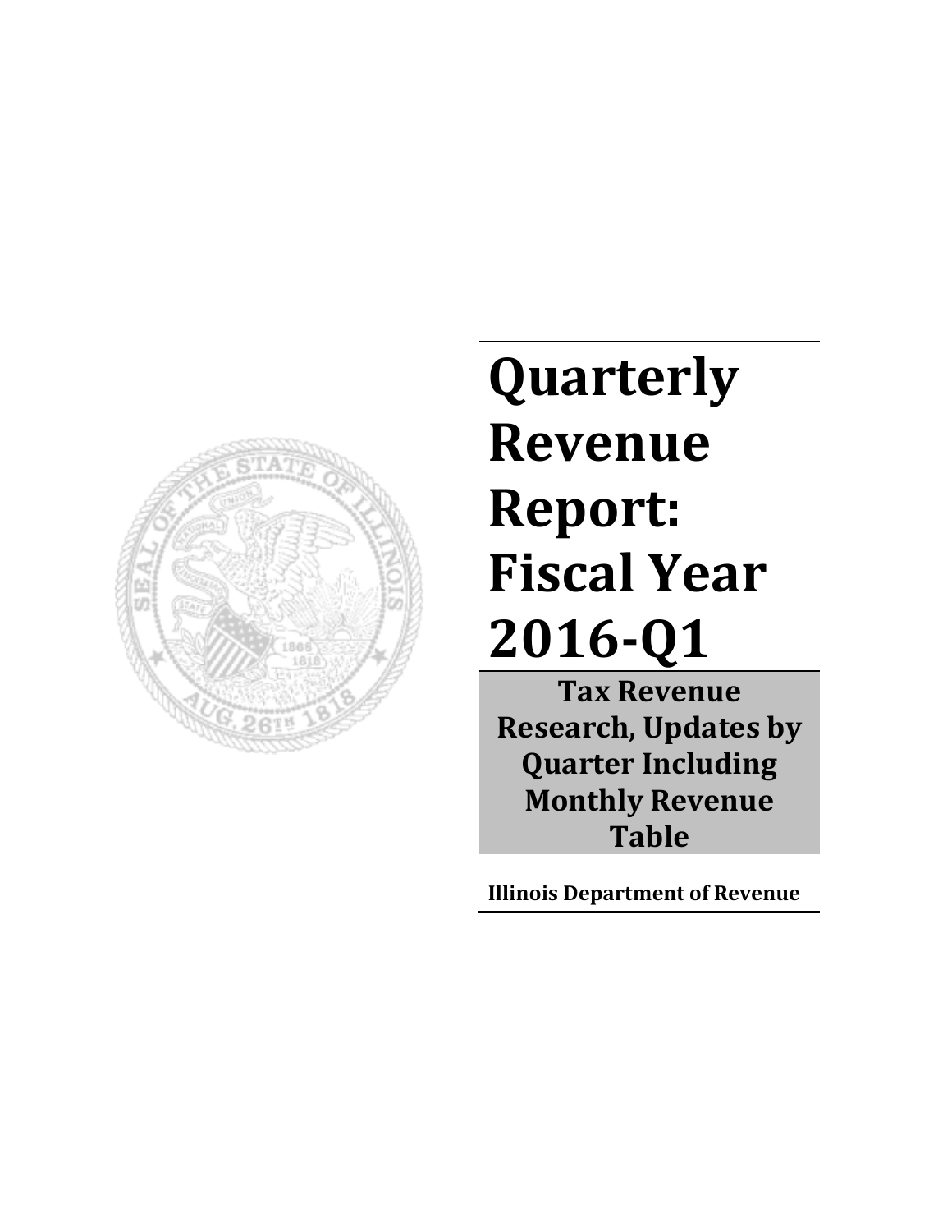# Quarterly Revenue Report: Fiscal Year 2016-Q1

**Tax Revenue Research, Updates by Quarter Including Monthly Revenue Table**

**Illinois Department of Revenue**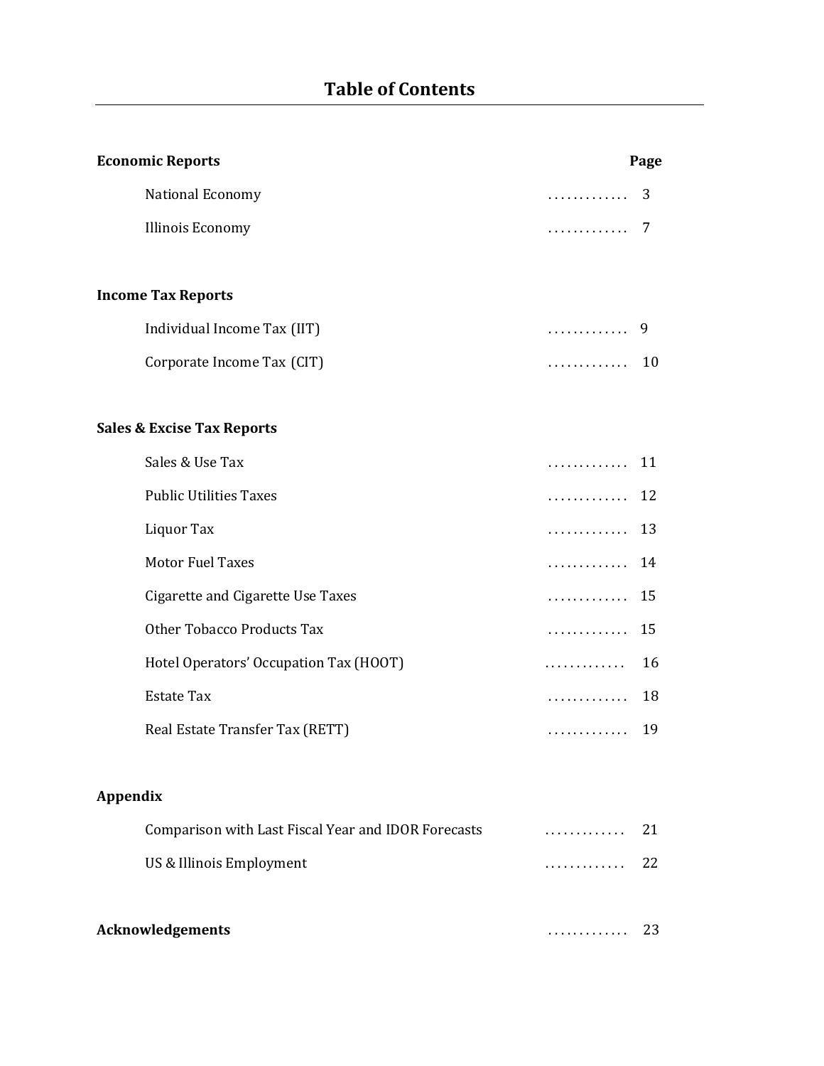# Table of Contents

| **Economic Reports** | **Page** |
|---|---|
| National Economy | 3 |
| Illinois Economy | 7 |
| **Income Tax Reports** | |
| Individual Income Tax (IIT) | 9 |
| Corporate Income Tax (CIT) | 10 |
| **Sales & Excise Tax Reports** | |
| Sales & Use Tax | 11 |
| Public Utilities Taxes | 12 |
| Liquor Tax | 13 |
| Motor Fuel Taxes | 14 |
| Cigarette and Cigarette Use Taxes | 15 |
| Other Tobacco Products Tax | 15 |
| Hotel Operators' Occupation Tax (HOOT) | 16 |
| Estate Tax | 18 |
| Real Estate Transfer Tax (RETT) | 19 |
| **Appendix** | |
| Comparison with Last Fiscal Year and IDOR Forecasts | 21 |
| US & Illinois Employment | 22 |
| **Acknowledgements** | 23 |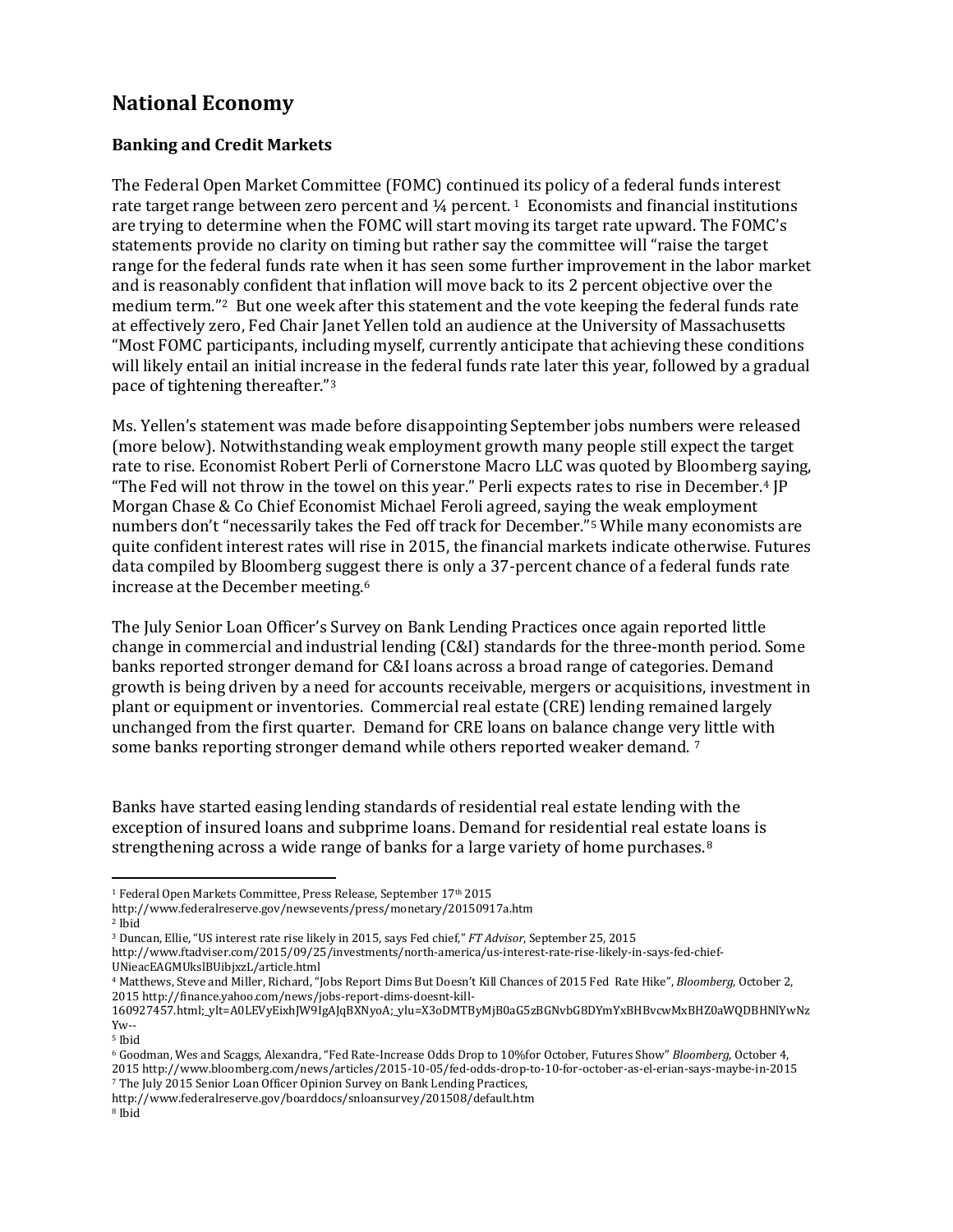# National Economy

## Banking and Credit Markets

The Federal Open Market Committee (FOMC) continued its policy of a federal funds interest rate target range between zero percent and ¼ percent. [1] Economists and financial institutions are trying to determine when the FOMC will start moving its target rate upward. The FOMC's statements provide no clarity on timing but rather say the committee will "raise the target range for the federal funds rate when it has seen some further improvement in the labor market and is reasonably confident that inflation will move back to its 2 percent objective over the medium term."[2] But one week after this statement and the vote keeping the federal funds rate at effectively zero, Fed Chair Janet Yellen told an audience at the University of Massachusetts "Most FOMC participants, including myself, currently anticipate that achieving these conditions will likely entail an initial increase in the federal funds rate later this year, followed by a gradual pace of tightening thereafter."[3]

Ms. Yellen's statement was made before disappointing September jobs numbers were released (more below). Notwithstanding weak employment growth many people still expect the target rate to rise. Economist Robert Perli of Cornerstone Macro LLC was quoted by Bloomberg saying, "The Fed will not throw in the towel on this year." Perli expects rates to rise in December.[4] JP Morgan Chase & Co Chief Economist Michael Feroli agreed, saying the weak employment numbers don't "necessarily takes the Fed off track for December."[5] While many economists are quite confident interest rates will rise in 2015, the financial markets indicate otherwise. Futures data compiled by Bloomberg suggest there is only a 37-percent chance of a federal funds rate increase at the December meeting.[6]

The July Senior Loan Officer's Survey on Bank Lending Practices once again reported little change in commercial and industrial lending (C&I) standards for the three-month period. Some banks reported stronger demand for C&I loans across a broad range of categories. Demand growth is being driven by a need for accounts receivable, mergers or acquisitions, investment in plant or equipment or inventories. Commercial real estate (CRE) lending remained largely unchanged from the first quarter. Demand for CRE loans on balance change very little with some banks reporting stronger demand while others reported weaker demand. [7]

Banks have started easing lending standards of residential real estate lending with the exception of insured loans and subprime loans. Demand for residential real estate loans is strengthening across a wide range of banks for a large variety of home purchases.[8]

---

[1] Federal Open Markets Committee, Press Release, September 17th 2015 http://www.federalreserve.gov/newsevents/press/monetary/20150917a.htm

[2] Ibid

[3] Duncan, Ellie, "US interest rate rise likely in 2015, says Fed chief," *FT Advisor*, September 25, 2015 http://www.ftadviser.com/2015/09/25/investments/north-america/us-interest-rate-rise-likely-in-says-fed-chief-UNieacEAGMUkslBUibjxzL/article.html

[4] Matthews, Steve and Miller, Richard, "Jobs Report Dims But Doesn't Kill Chances of 2015 Fed Rate Hike", *Bloomberg*, October 2, 2015 http://finance.yahoo.com/news/jobs-report-dims-doesnt-kill-160927457.html;_ylt=A0LEVyEixhJW9IgAJqBXNyoA;_ylu=X3oDMTByMjB0aG5zBGNvbG8DYmYxBHBvcwMxBHZ0aWQDBHNlYwNzYw--

[5] Ibid

[6] Goodman, Wes and Scaggs, Alexandra, "Fed Rate-Increase Odds Drop to 10%for October, Futures Show" *Bloomberg*, October 4, 2015 http://www.bloomberg.com/news/articles/2015-10-05/fed-odds-drop-to-10-for-october-as-el-erian-says-maybe-in-2015

[7] The July 2015 Senior Loan Officer Opinion Survey on Bank Lending Practices, http://www.federalreserve.gov/boarddocs/snloansurvey/201508/default.htm

[8] Ibid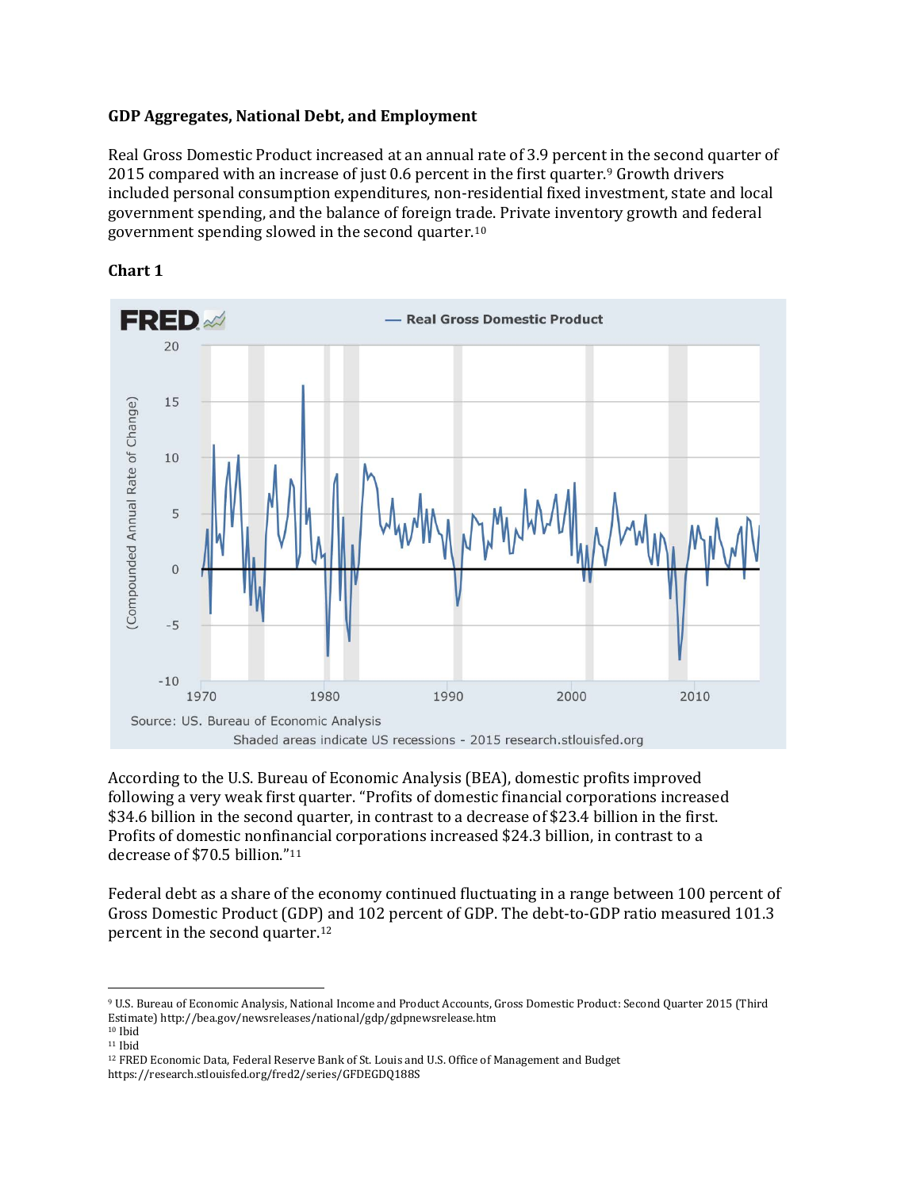**GDP Aggregates, National Debt, and Employment**

Real Gross Domestic Product increased at an annual rate of 3.9 percent in the second quarter of 2015 compared with an increase of just 0.6 percent in the first quarter.[9] Growth drivers included personal consumption expenditures, non-residential fixed investment, state and local government spending, and the balance of foreign trade. Private inventory growth and federal government spending slowed in the second quarter.[10]

**Chart 1**

FRED — Real Gross Domestic Product

(Compounded Annual Rate of Change)

Source: US. Bureau of Economic Analysis

Shaded areas indicate US recessions - 2015 research.stlouisfed.org

According to the U.S. Bureau of Economic Analysis (BEA), domestic profits improved following a very weak first quarter. "Profits of domestic financial corporations increased $34.6 billion in the second quarter, in contrast to a decrease of $23.4 billion in the first. Profits of domestic nonfinancial corporations increased $24.3 billion, in contrast to a decrease of $70.5 billion."[11]

Federal debt as a share of the economy continued fluctuating in a range between 100 percent of Gross Domestic Product (GDP) and 102 percent of GDP. The debt-to-GDP ratio measured 101.3 percent in the second quarter.[12]

---

[9] U.S. Bureau of Economic Analysis, National Income and Product Accounts, Gross Domestic Product: Second Quarter 2015 (Third Estimate) http://bea.gov/newsreleases/national/gdp/gdpnewsrelease.htm

[10] Ibid

[11] Ibid

[12] FRED Economic Data, Federal Reserve Bank of St. Louis and U.S. Office of Management and Budget https://research.stlouisfed.org/fred2/series/GFDEGDQ188S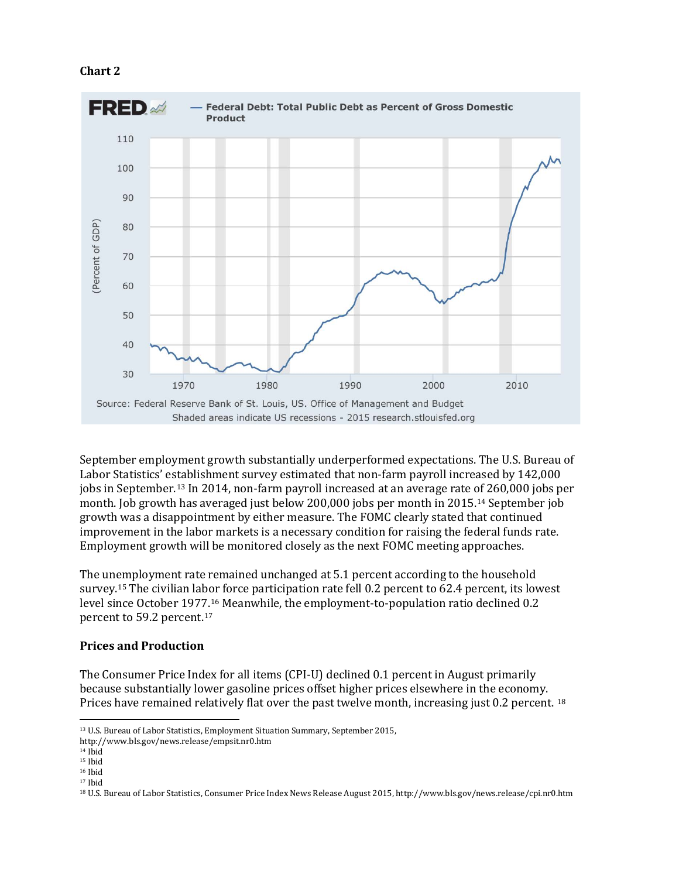**Chart 2**

September employment growth substantially underperformed expectations. The U.S. Bureau of Labor Statistics' establishment survey estimated that non-farm payroll increased by 142,000 jobs in September.[13] In 2014, non-farm payroll increased at an average rate of 260,000 jobs per month. Job growth has averaged just below 200,000 jobs per month in 2015.[14] September job growth was a disappointment by either measure. The FOMC clearly stated that continued improvement in the labor markets is a necessary condition for raising the federal funds rate. Employment growth will be monitored closely as the next FOMC meeting approaches.

The unemployment rate remained unchanged at 5.1 percent according to the household survey.[15] The civilian labor force participation rate fell 0.2 percent to 62.4 percent, its lowest level since October 1977.[16] Meanwhile, the employment-to-population ratio declined 0.2 percent to 59.2 percent.[17]

## Prices and Production

The Consumer Price Index for all items (CPI-U) declined 0.1 percent in August primarily because substantially lower gasoline prices offset higher prices elsewhere in the economy. Prices have remained relatively flat over the past twelve month, increasing just 0.2 percent. [18]

---

[13] U.S. Bureau of Labor Statistics, Employment Situation Summary, September 2015, http://www.bls.gov/news.release/empsit.nr0.htm

[14] Ibid

[15] Ibid

[16] Ibid

[17] Ibid

[18] U.S. Bureau of Labor Statistics, Consumer Price Index News Release August 2015, http://www.bls.gov/news.release/cpi.nr0.htm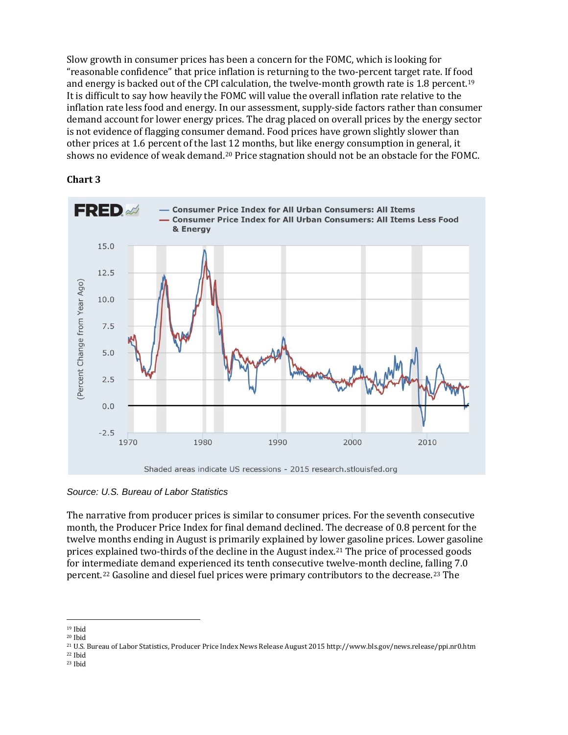Slow growth in consumer prices has been a concern for the FOMC, which is looking for "reasonable confidence" that price inflation is returning to the two-percent target rate. If food and energy is backed out of the CPI calculation, the twelve-month growth rate is 1.8 percent.[19] It is difficult to say how heavily the FOMC will value the overall inflation rate relative to the inflation rate less food and energy. In our assessment, supply-side factors rather than consumer demand account for lower energy prices. The drag placed on overall prices by the energy sector is not evidence of flagging consumer demand. Food prices have grown slightly slower than other prices at 1.6 percent of the last 12 months, but like energy consumption in general, it shows no evidence of weak demand.[20] Price stagnation should not be an obstacle for the FOMC.

**Chart 3**

*Source: U.S. Bureau of Labor Statistics*

The narrative from producer prices is similar to consumer prices. For the seventh consecutive month, the Producer Price Index for final demand declined. The decrease of 0.8 percent for the twelve months ending in August is primarily explained by lower gasoline prices. Lower gasoline prices explained two-thirds of the decline in the August index.[21] The price of processed goods for intermediate demand experienced its tenth consecutive twelve-month decline, falling 7.0 percent.[22] Gasoline and diesel fuel prices were primary contributors to the decrease.[23] The

---

[19] Ibid
[20] Ibid
[21] U.S. Bureau of Labor Statistics, Producer Price Index News Release August 2015 http://www.bls.gov/news.release/ppi.nr0.htm
[22] Ibid
[23] Ibid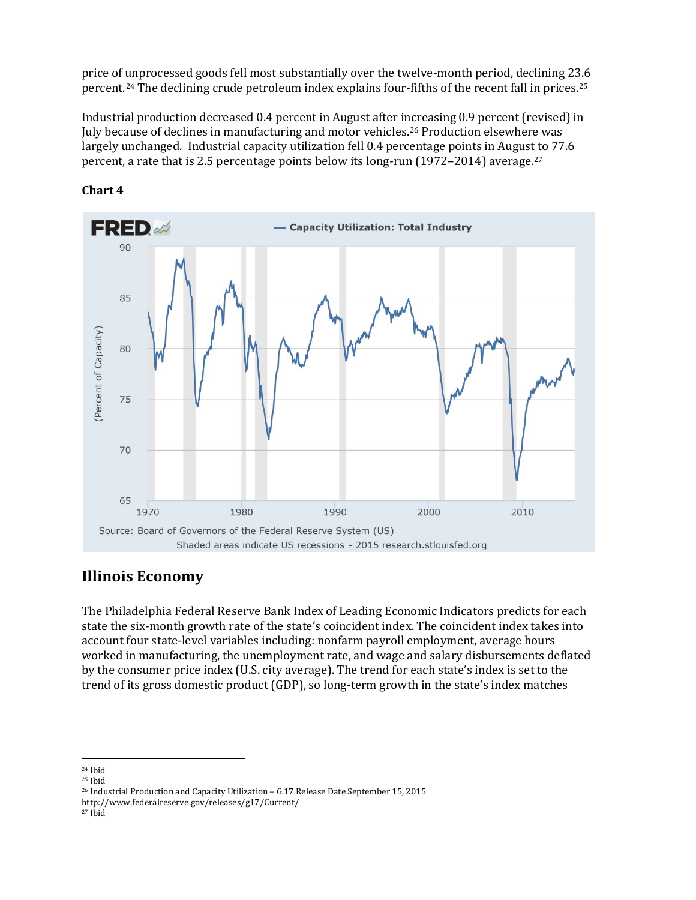price of unprocessed goods fell most substantially over the twelve-month period, declining 23.6 percent.[24] The declining crude petroleum index explains four-fifths of the recent fall in prices.[25]

Industrial production decreased 0.4 percent in August after increasing 0.9 percent (revised) in July because of declines in manufacturing and motor vehicles.[26] Production elsewhere was largely unchanged. Industrial capacity utilization fell 0.4 percentage points in August to 77.6 percent, a rate that is 2.5 percentage points below its long-run (1972–2014) average.[27]

**Chart 4**

## Illinois Economy

The Philadelphia Federal Reserve Bank Index of Leading Economic Indicators predicts for each state the six-month growth rate of the state's coincident index. The coincident index takes into account four state-level variables including: nonfarm payroll employment, average hours worked in manufacturing, the unemployment rate, and wage and salary disbursements deflated by the consumer price index (U.S. city average). The trend for each state's index is set to the trend of its gross domestic product (GDP), so long-term growth in the state's index matches

---

[24] Ibid

[25] Ibid

[26] Industrial Production and Capacity Utilization – G.17 Release Date September 15, 2015 http://www.federalreserve.gov/releases/g17/Current/

[27] Ibid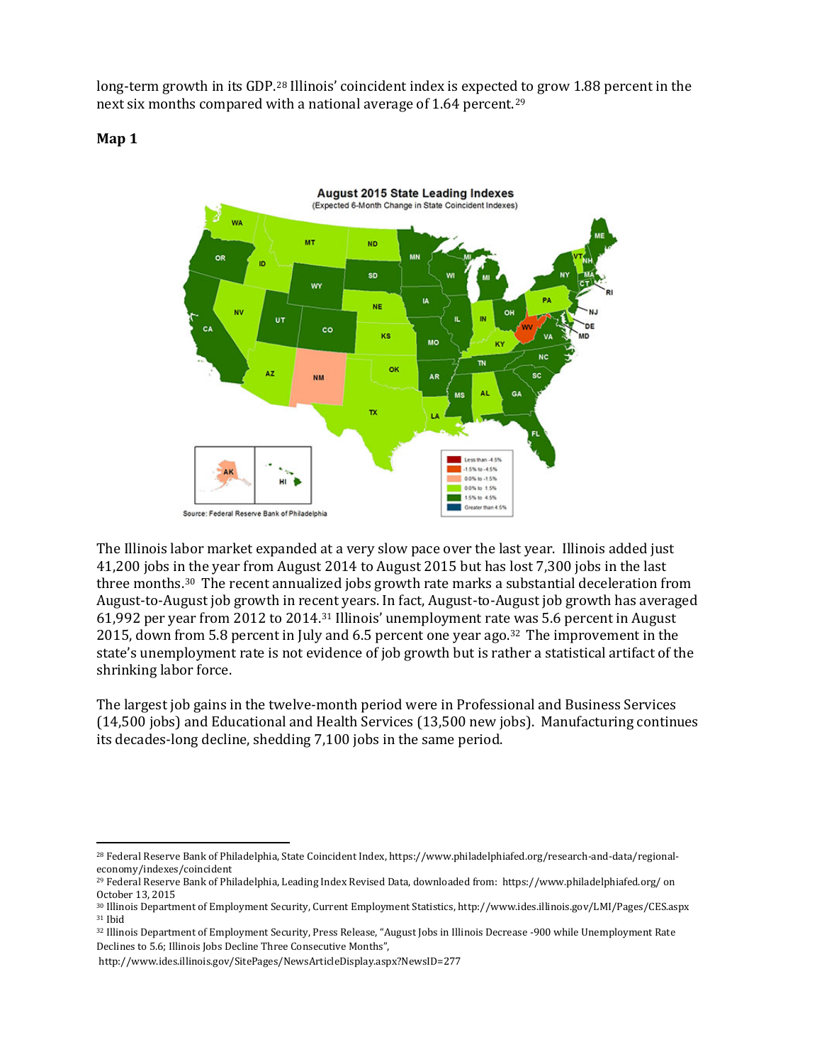long-term growth in its GDP.[28] Illinois' coincident index is expected to grow 1.88 percent in the next six months compared with a national average of 1.64 percent.[29]

**Map 1**

The Illinois labor market expanded at a very slow pace over the last year. Illinois added just 41,200 jobs in the year from August 2014 to August 2015 but has lost 7,300 jobs in the last three months.[30] The recent annualized jobs growth rate marks a substantial deceleration from August-to-August job growth in recent years. In fact, August-to-August job growth has averaged 61,992 per year from 2012 to 2014.[31] Illinois' unemployment rate was 5.6 percent in August 2015, down from 5.8 percent in July and 6.5 percent one year ago.[32] The improvement in the state's unemployment rate is not evidence of job growth but is rather a statistical artifact of the shrinking labor force.

The largest job gains in the twelve-month period were in Professional and Business Services (14,500 jobs) and Educational and Health Services (13,500 new jobs). Manufacturing continues its decades-long decline, shedding 7,100 jobs in the same period.

---

[28] Federal Reserve Bank of Philadelphia, State Coincident Index, https://www.philadelphiafed.org/research-and-data/regional-economy/indexes/coincident

[29] Federal Reserve Bank of Philadelphia, Leading Index Revised Data, downloaded from: https://www.philadelphiafed.org/ on October 13, 2015

[30] Illinois Department of Employment Security, Current Employment Statistics, http://www.ides.illinois.gov/LMI/Pages/CES.aspx

[31] Ibid

[32] Illinois Department of Employment Security, Press Release, "August Jobs in Illinois Decrease -900 while Unemployment Rate Declines to 5.6; Illinois Jobs Decline Three Consecutive Months", http://www.ides.illinois.gov/SitePages/NewsArticleDisplay.aspx?NewsID=277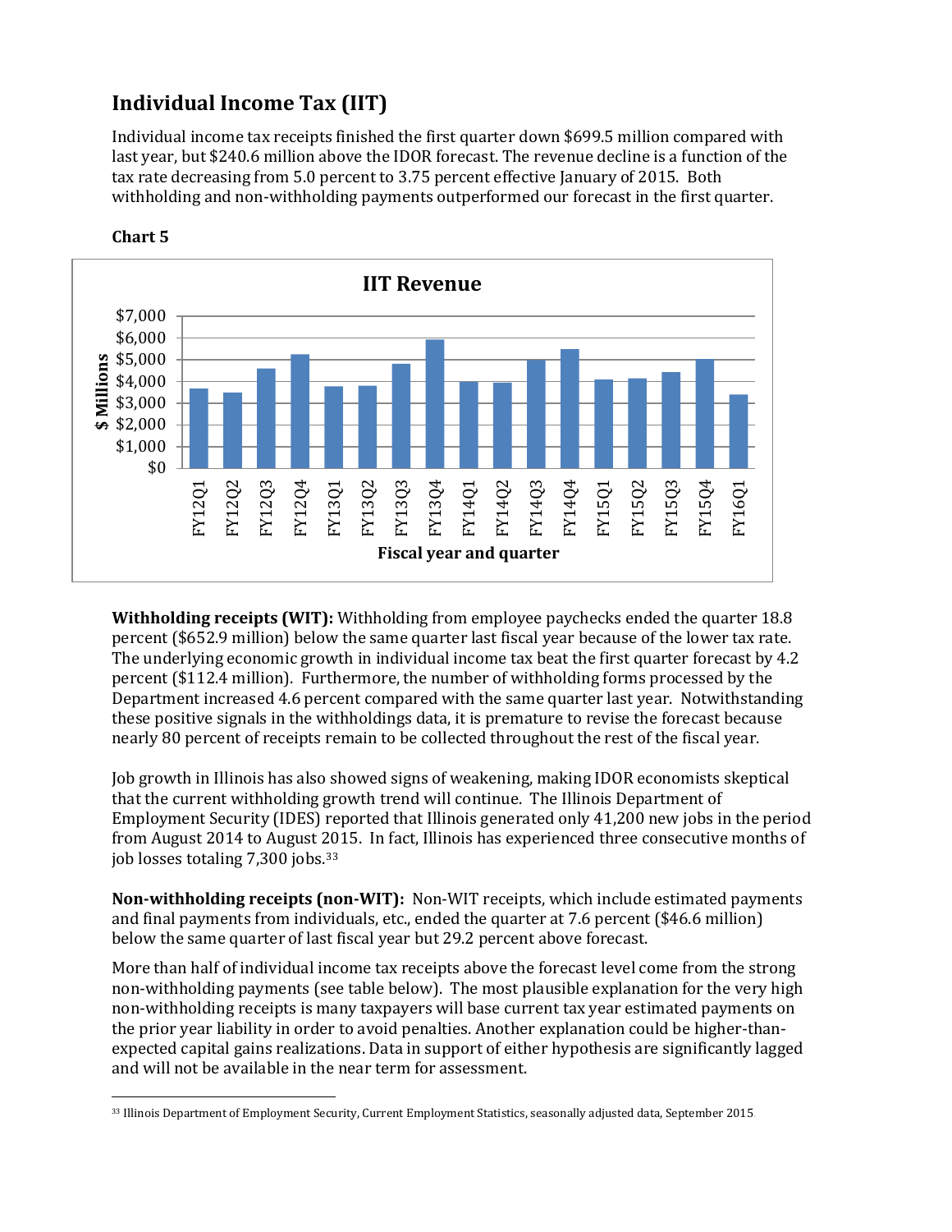## Individual Income Tax (IIT)

Individual income tax receipts finished the first quarter down $699.5 million compared with last year, but $240.6 million above the IDOR forecast. The revenue decline is a function of the tax rate decreasing from 5.0 percent to 3.75 percent effective January of 2015. Both withholding and non-withholding payments outperformed our forecast in the first quarter.

**Chart 5**

**Withholding receipts (WIT):** Withholding from employee paychecks ended the quarter 18.8 percent ($652.9 million) below the same quarter last fiscal year because of the lower tax rate. The underlying economic growth in individual income tax beat the first quarter forecast by 4.2 percent ($112.4 million). Furthermore, the number of withholding forms processed by the Department increased 4.6 percent compared with the same quarter last year. Notwithstanding these positive signals in the withholdings data, it is premature to revise the forecast because nearly 80 percent of receipts remain to be collected throughout the rest of the fiscal year.

Job growth in Illinois has also showed signs of weakening, making IDOR economists skeptical that the current withholding growth trend will continue. The Illinois Department of Employment Security (IDES) reported that Illinois generated only 41,200 new jobs in the period from August 2014 to August 2015. In fact, Illinois has experienced three consecutive months of job losses totaling 7,300 jobs.[33]

**Non-withholding receipts (non-WIT):** Non-WIT receipts, which include estimated payments and final payments from individuals, etc., ended the quarter at 7.6 percent ($46.6 million) below the same quarter of last fiscal year but 29.2 percent above forecast.

More than half of individual income tax receipts above the forecast level come from the strong non-withholding payments (see table below). The most plausible explanation for the very high non-withholding receipts is many taxpayers will base current tax year estimated payments on the prior year liability in order to avoid penalties. Another explanation could be higher-than-expected capital gains realizations. Data in support of either hypothesis are significantly lagged and will not be available in the near term for assessment.

[33] Illinois Department of Employment Security, Current Employment Statistics, seasonally adjusted data, September 2015.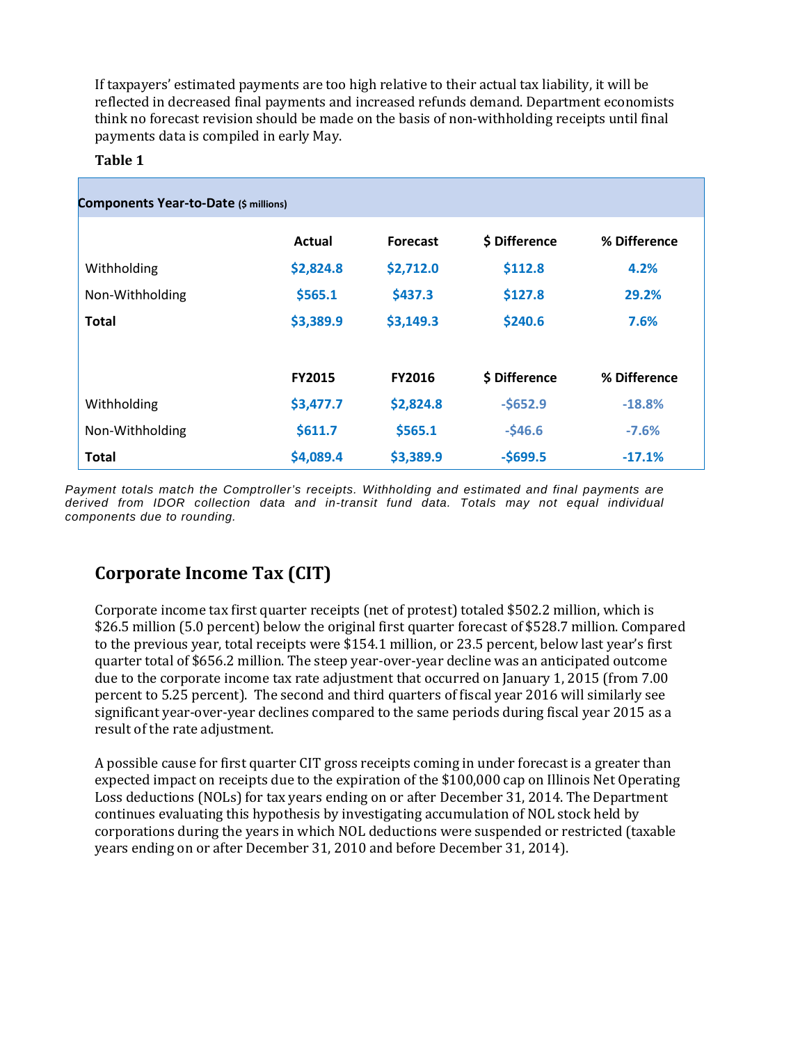If taxpayers' estimated payments are too high relative to their actual tax liability, it will be reflected in decreased final payments and increased refunds demand. Department economists think no forecast revision should be made on the basis of non-withholding receipts until final payments data is compiled in early May.

**Table 1**

| Components Year-to-Date ($ millions) | | | | |
|---|---|---|---|---|
| | **Actual** | **Forecast** | **$ Difference** | **% Difference** |
| Withholding | $2,824.8 | $2,712.0 | $112.8 | 4.2% |
| Non-Withholding | $565.1 | $437.3 | $127.8 | 29.2% |
| **Total** | **$3,389.9** | **$3,149.3** | **$240.6** | **7.6%** |
| | **FY2015** | **FY2016** | **$ Difference** | **% Difference** |
| Withholding | $3,477.7 | $2,824.8 | -$652.9 | -18.8% |
| Non-Withholding | $611.7 | $565.1 | -$46.6 | -7.6% |
| **Total** | **$4,089.4** | **$3,389.9** | **-$699.5** | **-17.1%** |

*Payment totals match the Comptroller's receipts. Withholding and estimated and final payments are derived from IDOR collection data and in-transit fund data. Totals may not equal individual components due to rounding.*

## Corporate Income Tax (CIT)

Corporate income tax first quarter receipts (net of protest) totaled $502.2 million, which is $26.5 million (5.0 percent) below the original first quarter forecast of $528.7 million. Compared to the previous year, total receipts were $154.1 million, or 23.5 percent, below last year's first quarter total of $656.2 million. The steep year-over-year decline was an anticipated outcome due to the corporate income tax rate adjustment that occurred on January 1, 2015 (from 7.00 percent to 5.25 percent). The second and third quarters of fiscal year 2016 will similarly see significant year-over-year declines compared to the same periods during fiscal year 2015 as a result of the rate adjustment.

A possible cause for first quarter CIT gross receipts coming in under forecast is a greater than expected impact on receipts due to the expiration of the $100,000 cap on Illinois Net Operating Loss deductions (NOLs) for tax years ending on or after December 31, 2014. The Department continues evaluating this hypothesis by investigating accumulation of NOL stock held by corporations during the years in which NOL deductions were suspended or restricted (taxable years ending on or after December 31, 2010 and before December 31, 2014).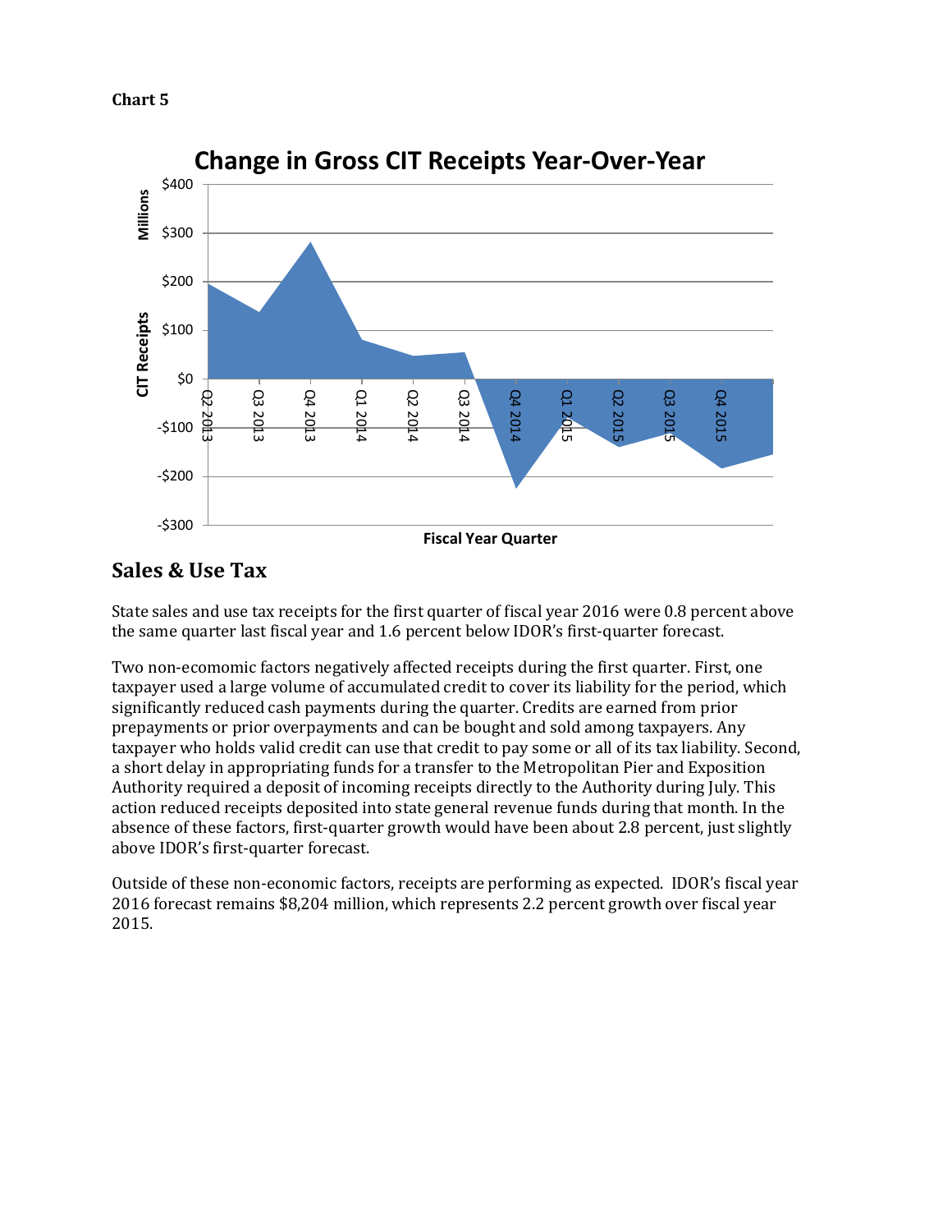**Chart 5**

Change in Gross CIT Receipts Year-Over-Year

## Sales & Use Tax

State sales and use tax receipts for the first quarter of fiscal year 2016 were 0.8 percent above the same quarter last fiscal year and 1.6 percent below IDOR's first-quarter forecast.

Two non-ecomomic factors negatively affected receipts during the first quarter. First, one taxpayer used a large volume of accumulated credit to cover its liability for the period, which significantly reduced cash payments during the quarter. Credits are earned from prior prepayments or prior overpayments and can be bought and sold among taxpayers. Any taxpayer who holds valid credit can use that credit to pay some or all of its tax liability. Second, a short delay in appropriating funds for a transfer to the Metropolitan Pier and Exposition Authority required a deposit of incoming receipts directly to the Authority during July. This action reduced receipts deposited into state general revenue funds during that month. In the absence of these factors, first-quarter growth would have been about 2.8 percent, just slightly above IDOR's first-quarter forecast.

Outside of these non-economic factors, receipts are performing as expected. IDOR's fiscal year 2016 forecast remains $8,204 million, which represents 2.2 percent growth over fiscal year 2015.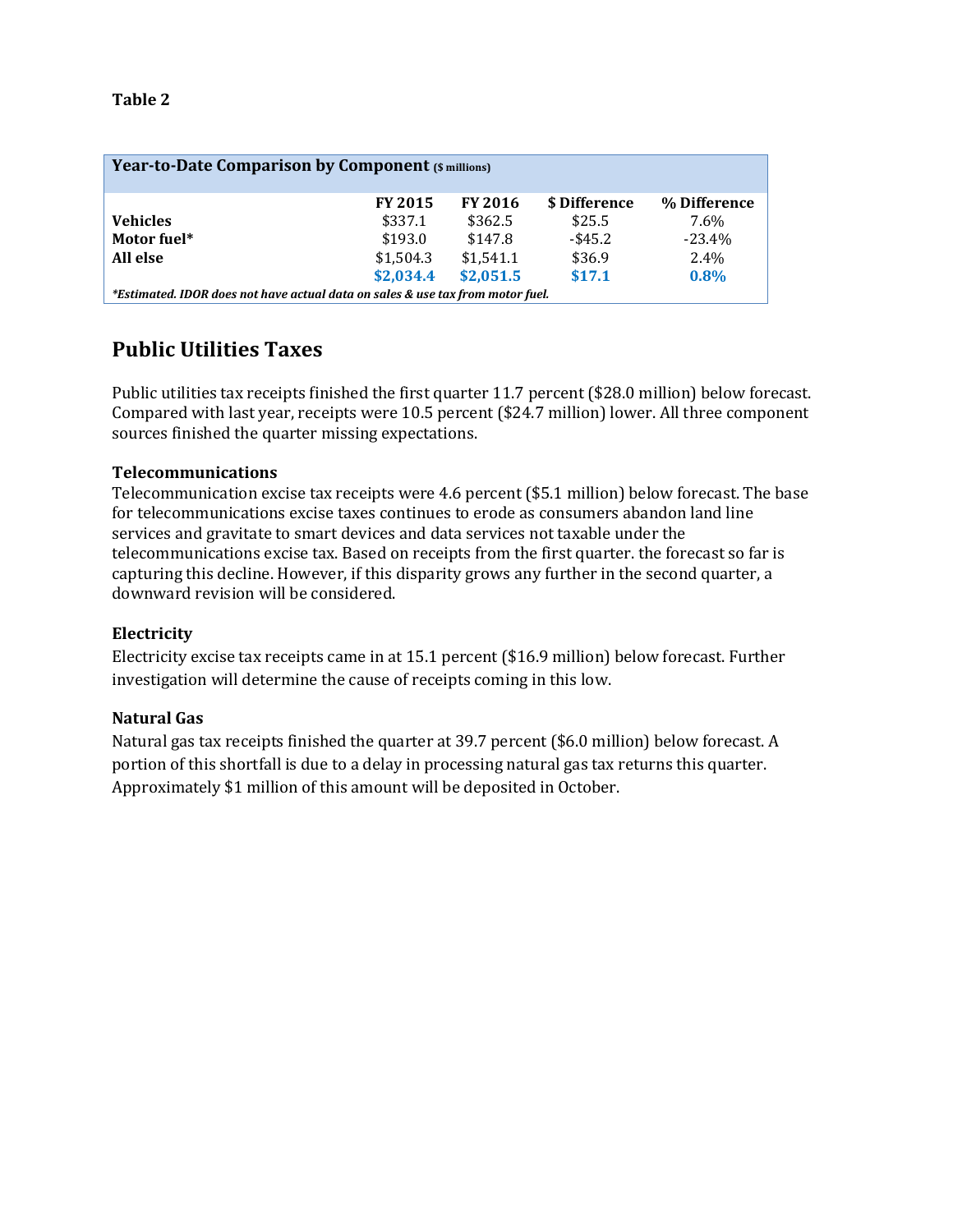**Table 2**

| Year-to-Date Comparison by Component ($ millions) | | | | |
|---|---|---|---|---|
| | **FY 2015** | **FY 2016** | **$ Difference** | **% Difference** |
| **Vehicles** | $337.1 | $362.5 | $25.5 | 7.6% |
| **Motor fuel*** | $193.0 | $147.8 | -$45.2 | -23.4% |
| **All else** | $1,504.3 | $1,541.1 | $36.9 | 2.4% |
| | **$2,034.4** | **$2,051.5** | **$17.1** | **0.8%** |

***Estimated. IDOR does not have actual data on sales & use tax from motor fuel.***

## Public Utilities Taxes

Public utilities tax receipts finished the first quarter 11.7 percent ($28.0 million) below forecast. Compared with last year, receipts were 10.5 percent ($24.7 million) lower. All three component sources finished the quarter missing expectations.

### Telecommunications

Telecommunication excise tax receipts were 4.6 percent ($5.1 million) below forecast. The base for telecommunications excise taxes continues to erode as consumers abandon land line services and gravitate to smart devices and data services not taxable under the telecommunications excise tax. Based on receipts from the first quarter. the forecast so far is capturing this decline. However, if this disparity grows any further in the second quarter, a downward revision will be considered.

### Electricity

Electricity excise tax receipts came in at 15.1 percent ($16.9 million) below forecast. Further investigation will determine the cause of receipts coming in this low.

### Natural Gas

Natural gas tax receipts finished the quarter at 39.7 percent ($6.0 million) below forecast. A portion of this shortfall is due to a delay in processing natural gas tax returns this quarter. Approximately $1 million of this amount will be deposited in October.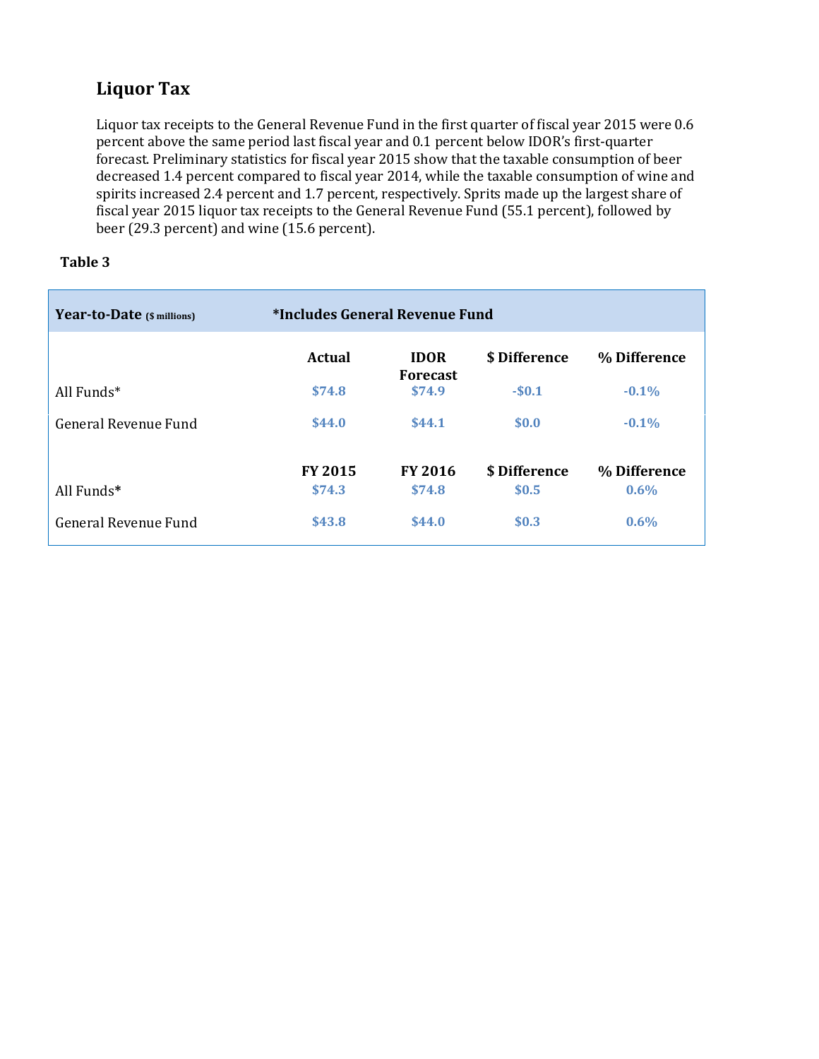## Liquor Tax

Liquor tax receipts to the General Revenue Fund in the first quarter of fiscal year 2015 were 0.6 percent above the same period last fiscal year and 0.1 percent below IDOR's first-quarter forecast. Preliminary statistics for fiscal year 2015 show that the taxable consumption of beer decreased 1.4 percent compared to fiscal year 2014, while the taxable consumption of wine and spirits increased 2.4 percent and 1.7 percent, respectively. Sprits made up the largest share of fiscal year 2015 liquor tax receipts to the General Revenue Fund (55.1 percent), followed by beer (29.3 percent) and wine (15.6 percent).

**Table 3**

| **Year-to-Date** ($ millions) | **\*Includes General Revenue Fund** | | | |
|---|---|---|---|---|
| | **Actual** | **IDOR Forecast** | **$ Difference** | **% Difference** |
| All Funds* | $74.8 | $74.9 | -$0.1 | -0.1% |
| General Revenue Fund | $44.0 | $44.1 | $0.0 | -0.1% |
| | **FY 2015** | **FY 2016** | **$ Difference** | **% Difference** |
| All Funds* | $74.3 | $74.8 | $0.5 | 0.6% |
| General Revenue Fund | $43.8 | $44.0 | $0.3 | 0.6% |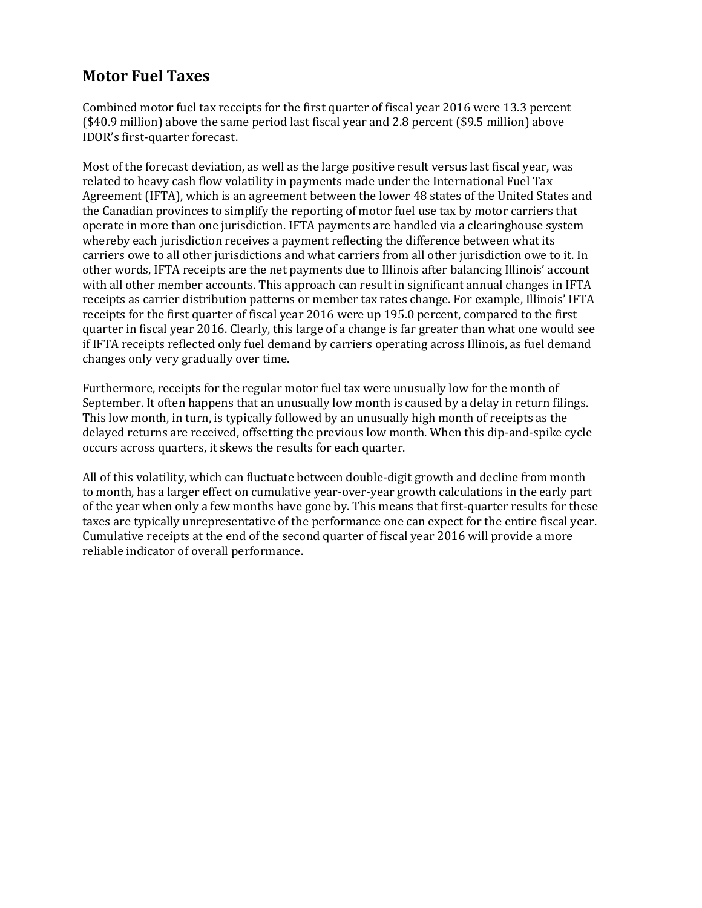## Motor Fuel Taxes

Combined motor fuel tax receipts for the first quarter of fiscal year 2016 were 13.3 percent ($40.9 million) above the same period last fiscal year and 2.8 percent ($9.5 million) above IDOR's first-quarter forecast.

Most of the forecast deviation, as well as the large positive result versus last fiscal year, was related to heavy cash flow volatility in payments made under the International Fuel Tax Agreement (IFTA), which is an agreement between the lower 48 states of the United States and the Canadian provinces to simplify the reporting of motor fuel use tax by motor carriers that operate in more than one jurisdiction. IFTA payments are handled via a clearinghouse system whereby each jurisdiction receives a payment reflecting the difference between what its carriers owe to all other jurisdictions and what carriers from all other jurisdiction owe to it. In other words, IFTA receipts are the net payments due to Illinois after balancing Illinois' account with all other member accounts. This approach can result in significant annual changes in IFTA receipts as carrier distribution patterns or member tax rates change. For example, Illinois' IFTA receipts for the first quarter of fiscal year 2016 were up 195.0 percent, compared to the first quarter in fiscal year 2016. Clearly, this large of a change is far greater than what one would see if IFTA receipts reflected only fuel demand by carriers operating across Illinois, as fuel demand changes only very gradually over time.

Furthermore, receipts for the regular motor fuel tax were unusually low for the month of September. It often happens that an unusually low month is caused by a delay in return filings. This low month, in turn, is typically followed by an unusually high month of receipts as the delayed returns are received, offsetting the previous low month. When this dip-and-spike cycle occurs across quarters, it skews the results for each quarter.

All of this volatility, which can fluctuate between double-digit growth and decline from month to month, has a larger effect on cumulative year-over-year growth calculations in the early part of the year when only a few months have gone by. This means that first-quarter results for these taxes are typically unrepresentative of the performance one can expect for the entire fiscal year. Cumulative receipts at the end of the second quarter of fiscal year 2016 will provide a more reliable indicator of overall performance.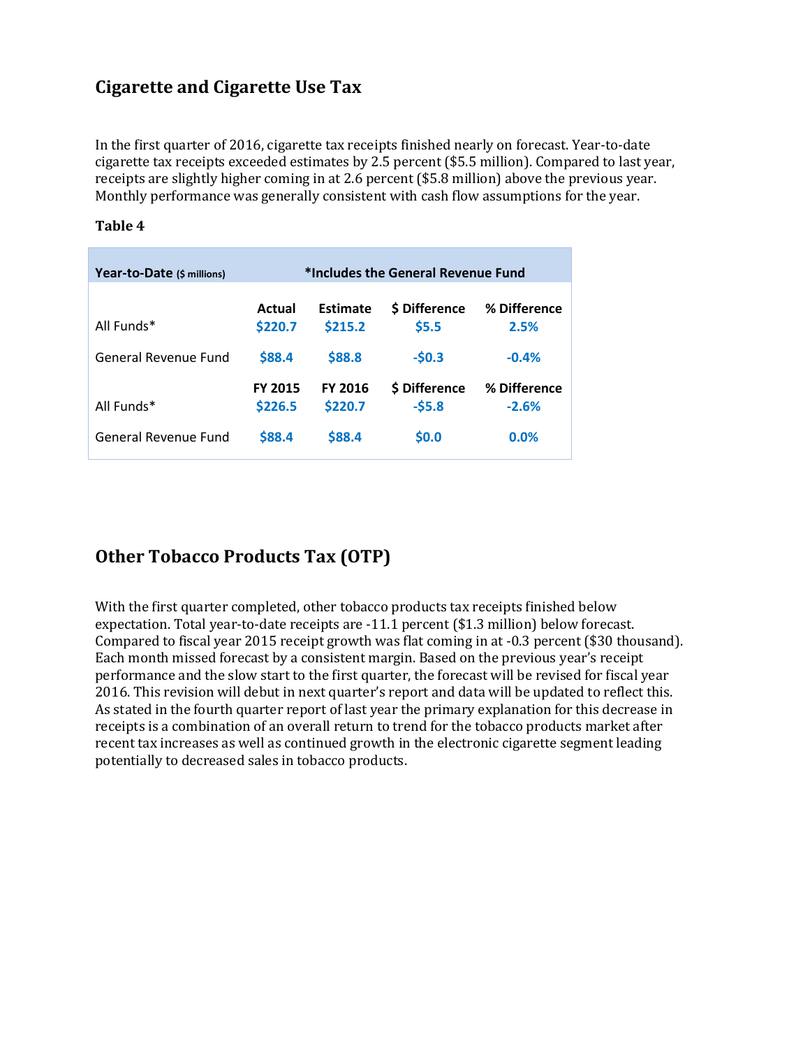## Cigarette and Cigarette Use Tax

In the first quarter of 2016, cigarette tax receipts finished nearly on forecast. Year-to-date cigarette tax receipts exceeded estimates by 2.5 percent ($5.5 million). Compared to last year, receipts are slightly higher coming in at 2.6 percent ($5.8 million) above the previous year. Monthly performance was generally consistent with cash flow assumptions for the year.

**Table 4**

| Year-to-Date ($ millions) | *Includes the General Revenue Fund | | | |
|---|---|---|---|---|
| | **Actual** | **Estimate** | **$ Difference** | **% Difference** |
| All Funds* | $220.7 | $215.2 | $5.5 | 2.5% |
| General Revenue Fund | $88.4 | $88.8 | -$0.3 | -0.4% |
| | **FY 2015** | **FY 2016** | **$ Difference** | **% Difference** |
| All Funds* | $226.5 | $220.7 | -$5.8 | -2.6% |
| General Revenue Fund | $88.4 | $88.4 | $0.0 | 0.0% |

## Other Tobacco Products Tax (OTP)

With the first quarter completed, other tobacco products tax receipts finished below expectation. Total year-to-date receipts are -11.1 percent ($1.3 million) below forecast. Compared to fiscal year 2015 receipt growth was flat coming in at -0.3 percent ($30 thousand). Each month missed forecast by a consistent margin. Based on the previous year's receipt performance and the slow start to the first quarter, the forecast will be revised for fiscal year 2016. This revision will debut in next quarter's report and data will be updated to reflect this. As stated in the fourth quarter report of last year the primary explanation for this decrease in receipts is a combination of an overall return to trend for the tobacco products market after recent tax increases as well as continued growth in the electronic cigarette segment leading potentially to decreased sales in tobacco products.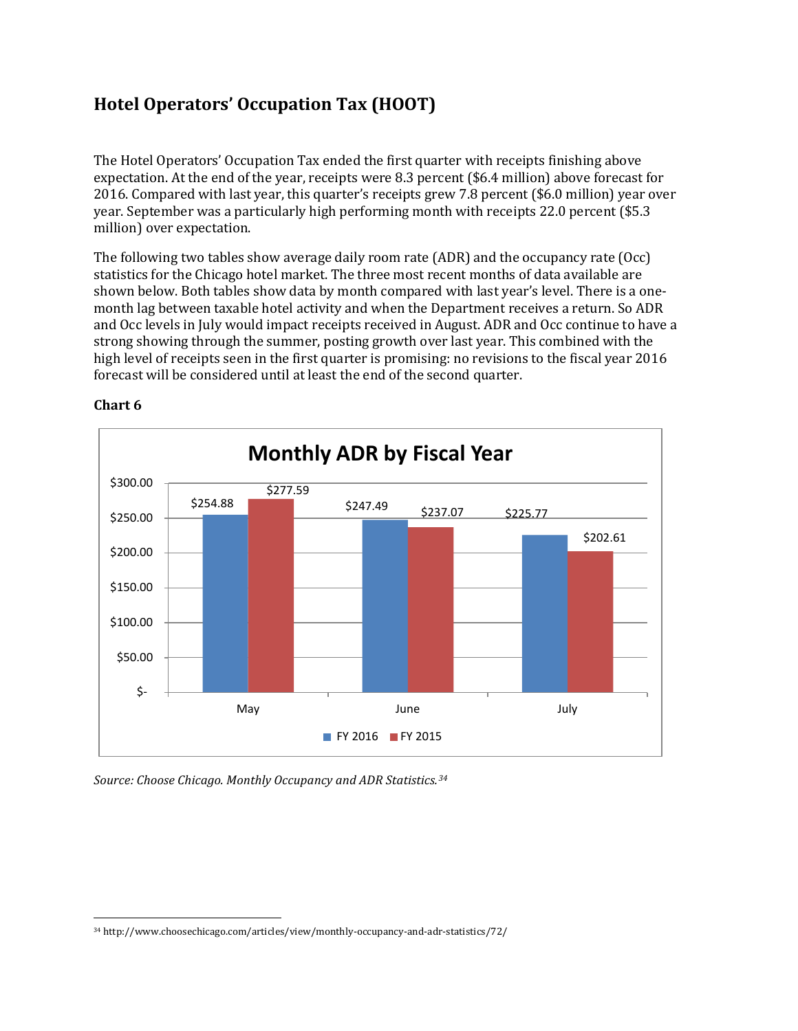## Hotel Operators' Occupation Tax (HOOT)

The Hotel Operators' Occupation Tax ended the first quarter with receipts finishing above expectation. At the end of the year, receipts were 8.3 percent ($6.4 million) above forecast for 2016. Compared with last year, this quarter's receipts grew 7.8 percent ($6.0 million) year over year. September was a particularly high performing month with receipts 22.0 percent ($5.3 million) over expectation.

The following two tables show average daily room rate (ADR) and the occupancy rate (Occ) statistics for the Chicago hotel market. The three most recent months of data available are shown below. Both tables show data by month compared with last year's level. There is a one-month lag between taxable hotel activity and when the Department receives a return. So ADR and Occ levels in July would impact receipts received in August. ADR and Occ continue to have a strong showing through the summer, posting growth over last year. This combined with the high level of receipts seen in the first quarter is promising: no revisions to the fiscal year 2016 forecast will be considered until at least the end of the second quarter.

**Chart 6**

**Monthly ADR by Fiscal Year**

| Month | FY 2016 | FY 2015 |
|---|---|---|
| May | $254.88 | $277.59 |
| June | $247.49 | $237.07 |
| July | $225.77 | $202.61 |

*Source: Choose Chicago. Monthly Occupancy and ADR Statistics.*[34]

[34] http://www.choosechicago.com/articles/view/monthly-occupancy-and-adr-statistics/72/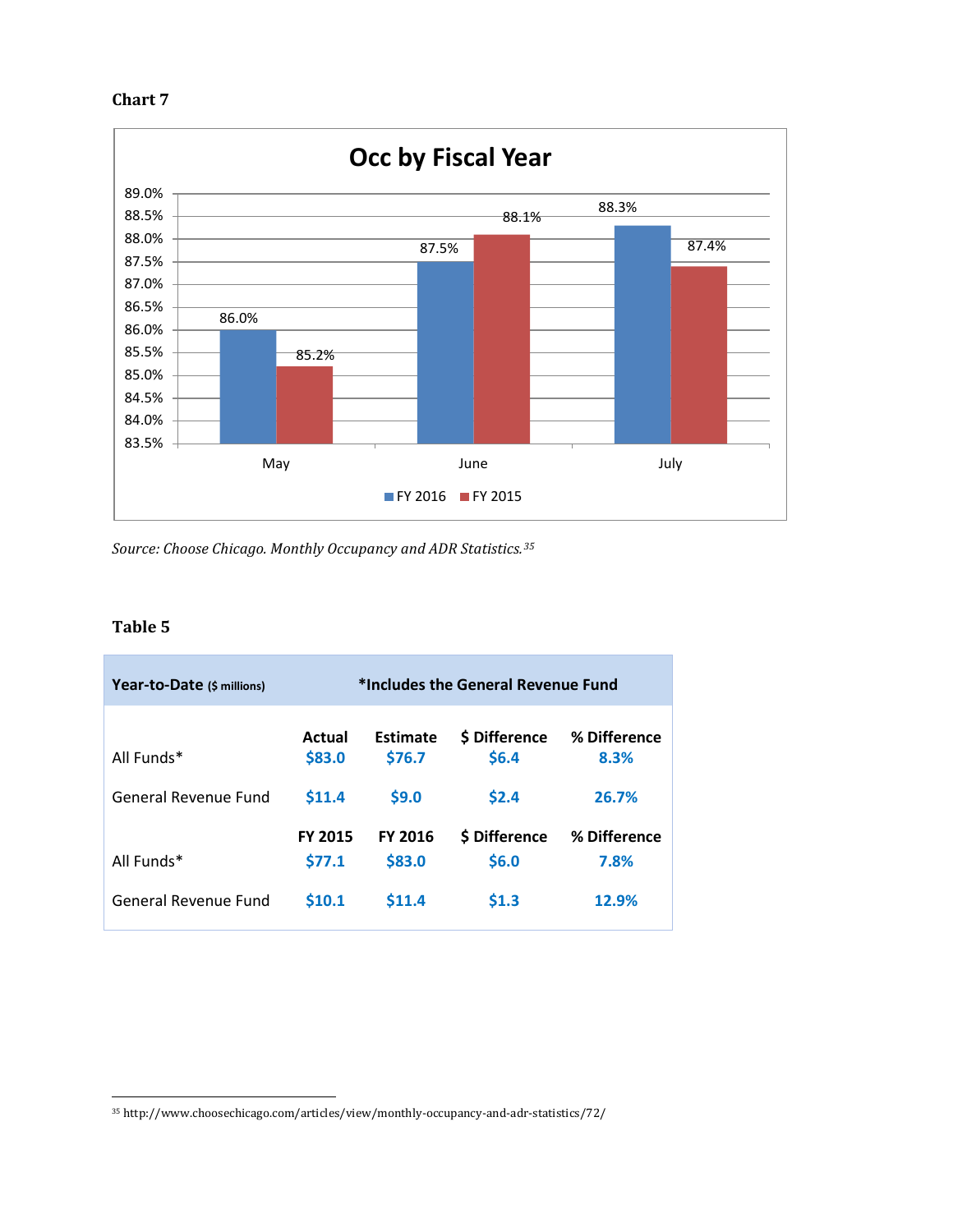**Chart 7**

**Occ by Fiscal Year**

| | FY 2016 | FY 2015 |
|---|---|---|
| May | 86.0% | 85.2% |
| June | 87.5% | 88.1% |
| July | 88.3% | 87.4% |

*Source: Choose Chicago. Monthly Occupancy and ADR Statistics.*[35]

**Table 5**

| Year-to-Date ($ millions) | *Includes the General Revenue Fund | | | |
|---|---|---|---|---|
| | **Actual** | **Estimate** | **$ Difference** | **% Difference** |
| All Funds* | $83.0 | $76.7 | $6.4 | 8.3% |
| General Revenue Fund | $11.4 | $9.0 | $2.4 | 26.7% |
| | **FY 2015** | **FY 2016** | **$ Difference** | **% Difference** |
| All Funds* | $77.1 | $83.0 | $6.0 | 7.8% |
| General Revenue Fund | $10.1 | $11.4 | $1.3 | 12.9% |

[35] http://www.choosechicago.com/articles/view/monthly-occupancy-and-adr-statistics/72/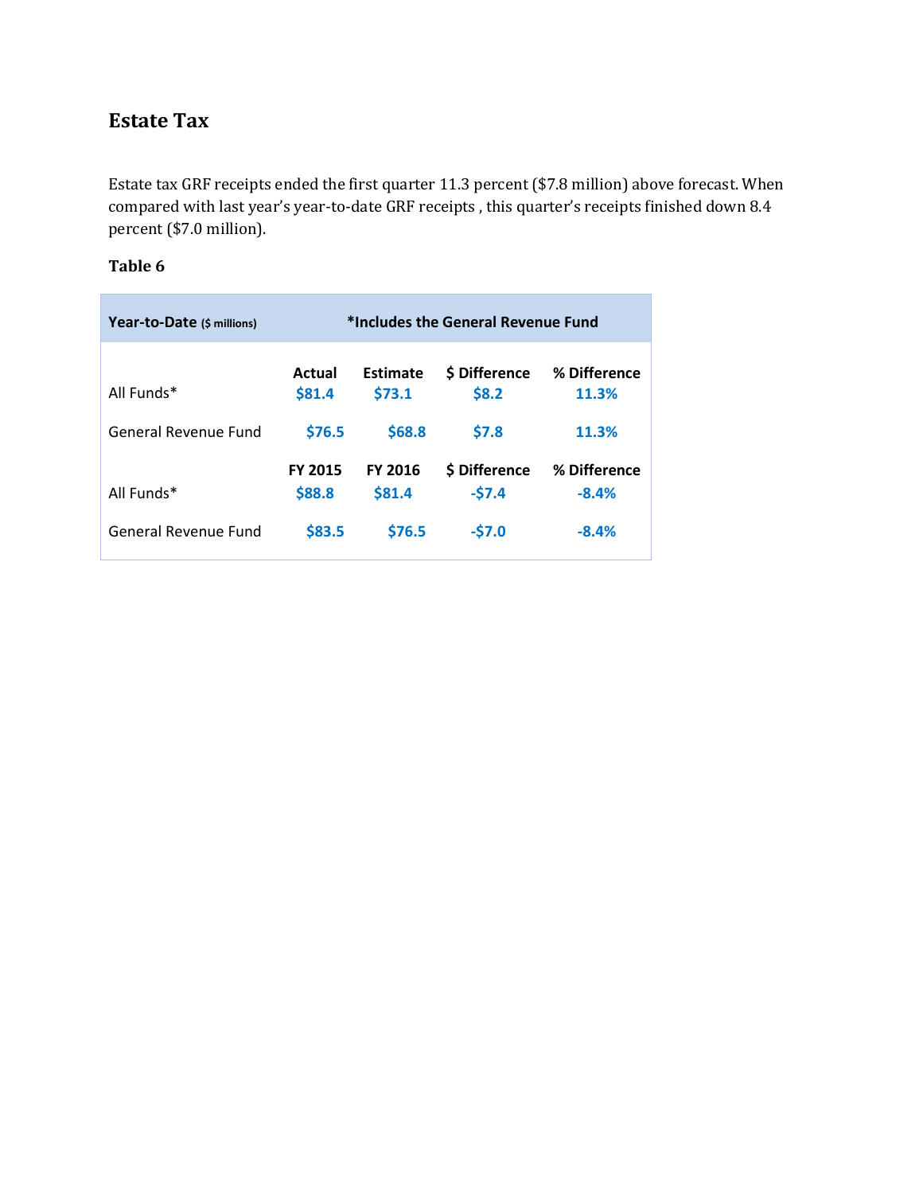## Estate Tax

Estate tax GRF receipts ended the first quarter 11.3 percent ($7.8 million) above forecast. When compared with last year's year-to-date GRF receipts , this quarter's receipts finished down 8.4 percent ($7.0 million).

**Table 6**

| Year-to-Date ($ millions) | *Includes the General Revenue Fund | | | |
|---|---|---|---|---|
| | **Actual** | **Estimate** | **$ Difference** | **% Difference** |
| All Funds* | $81.4 | $73.1 | $8.2 | 11.3% |
| General Revenue Fund | $76.5 | $68.8 | $7.8 | 11.3% |
| | **FY 2015** | **FY 2016** | **$ Difference** | **% Difference** |
| All Funds* | $88.8 | $81.4 | -$7.4 | -8.4% |
| General Revenue Fund | $83.5 | $76.5 | -$7.0 | -8.4% |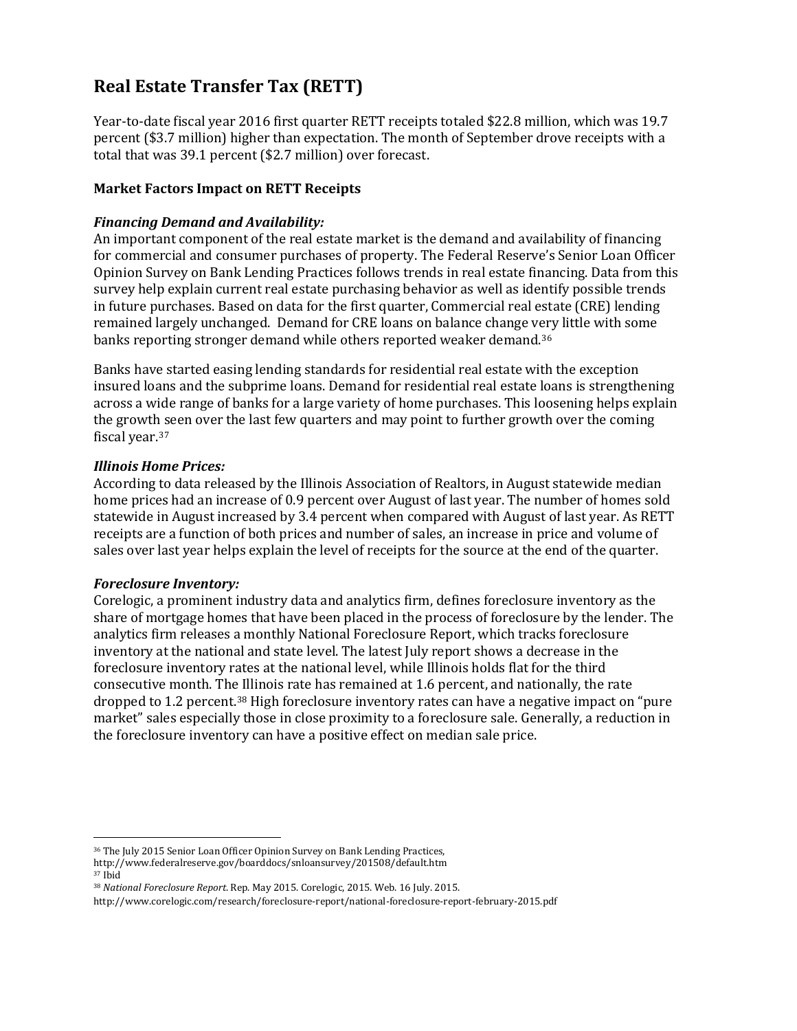## Real Estate Transfer Tax (RETT)

Year-to-date fiscal year 2016 first quarter RETT receipts totaled $22.8 million, which was 19.7 percent ($3.7 million) higher than expectation. The month of September drove receipts with a total that was 39.1 percent ($2.7 million) over forecast.

### Market Factors Impact on RETT Receipts

***Financing Demand and Availability:***
An important component of the real estate market is the demand and availability of financing for commercial and consumer purchases of property. The Federal Reserve's Senior Loan Officer Opinion Survey on Bank Lending Practices follows trends in real estate financing. Data from this survey help explain current real estate purchasing behavior as well as identify possible trends in future purchases. Based on data for the first quarter, Commercial real estate (CRE) lending remained largely unchanged. Demand for CRE loans on balance change very little with some banks reporting stronger demand while others reported weaker demand.[36]

Banks have started easing lending standards for residential real estate with the exception insured loans and the subprime loans. Demand for residential real estate loans is strengthening across a wide range of banks for a large variety of home purchases. This loosening helps explain the growth seen over the last few quarters and may point to further growth over the coming fiscal year.[37]

***Illinois Home Prices:***
According to data released by the Illinois Association of Realtors, in August statewide median home prices had an increase of 0.9 percent over August of last year. The number of homes sold statewide in August increased by 3.4 percent when compared with August of last year. As RETT receipts are a function of both prices and number of sales, an increase in price and volume of sales over last year helps explain the level of receipts for the source at the end of the quarter.

***Foreclosure Inventory:***
Corelogic, a prominent industry data and analytics firm, defines foreclosure inventory as the share of mortgage homes that have been placed in the process of foreclosure by the lender. The analytics firm releases a monthly National Foreclosure Report, which tracks foreclosure inventory at the national and state level. The latest July report shows a decrease in the foreclosure inventory rates at the national level, while Illinois holds flat for the third consecutive month. The Illinois rate has remained at 1.6 percent, and nationally, the rate dropped to 1.2 percent.[38] High foreclosure inventory rates can have a negative impact on "pure market" sales especially those in close proximity to a foreclosure sale. Generally, a reduction in the foreclosure inventory can have a positive effect on median sale price.

---

[36] The July 2015 Senior Loan Officer Opinion Survey on Bank Lending Practices, http://www.federalreserve.gov/boarddocs/snloansurvey/201508/default.htm

[37] Ibid

[38] *National Foreclosure Report*. Rep. May 2015. Corelogic, 2015. Web. 16 July. 2015. http://www.corelogic.com/research/foreclosure-report/national-foreclosure-report-february-2015.pdf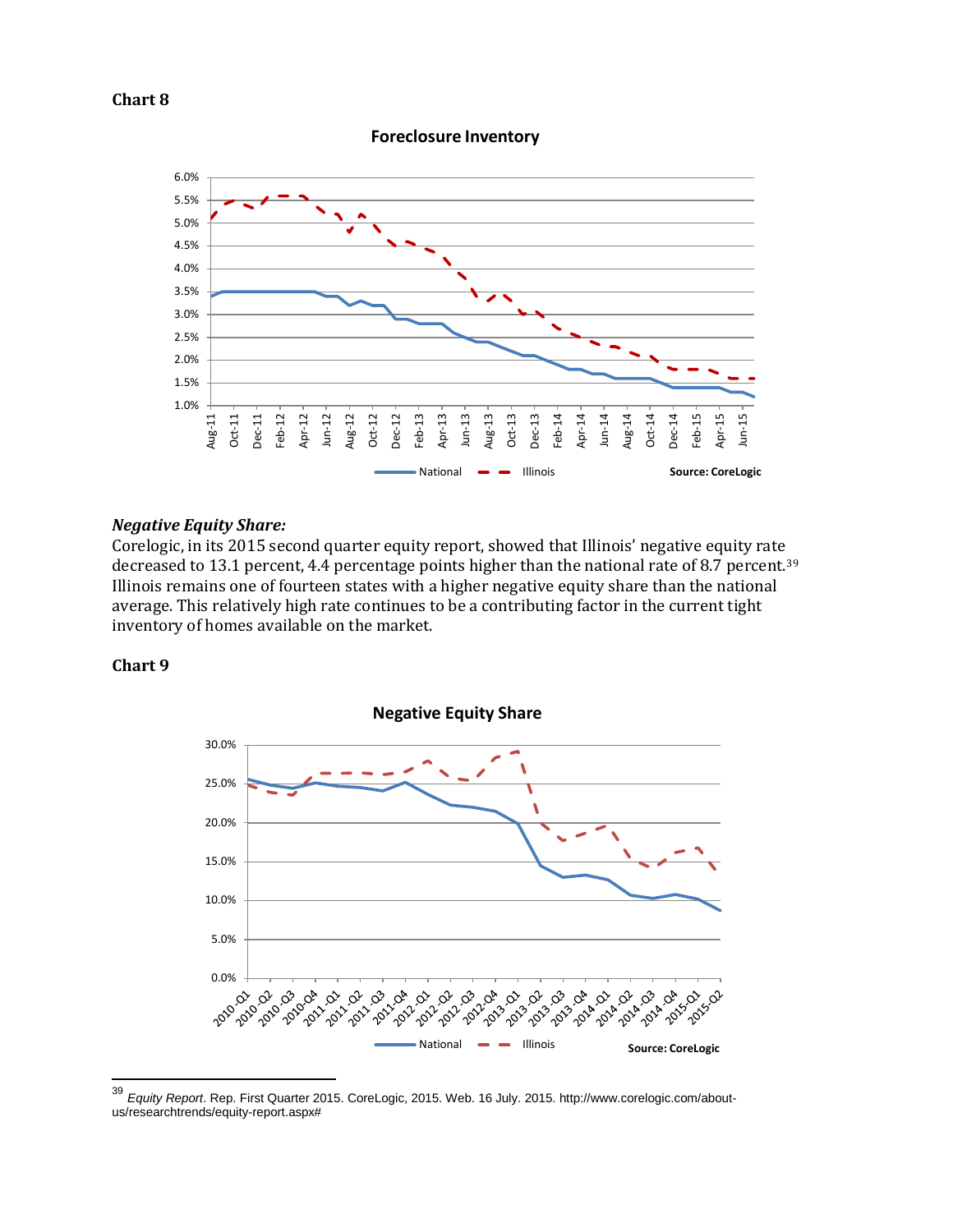**Chart 8**

**Foreclosure Inventory**

National — Illinois — Source: CoreLogic

***Negative Equity Share:***

Corelogic, in its 2015 second quarter equity report, showed that Illinois' negative equity rate decreased to 13.1 percent, 4.4 percentage points higher than the national rate of 8.7 percent.[39] Illinois remains one of fourteen states with a higher negative equity share than the national average. This relatively high rate continues to be a contributing factor in the current tight inventory of homes available on the market.

**Chart 9**

**Negative Equity Share**

National — Illinois — Source: CoreLogic

---

[39] *Equity Report*. Rep. First Quarter 2015. CoreLogic, 2015. Web. 16 July. 2015. http://www.corelogic.com/about-us/researchtrends/equity-report.aspx#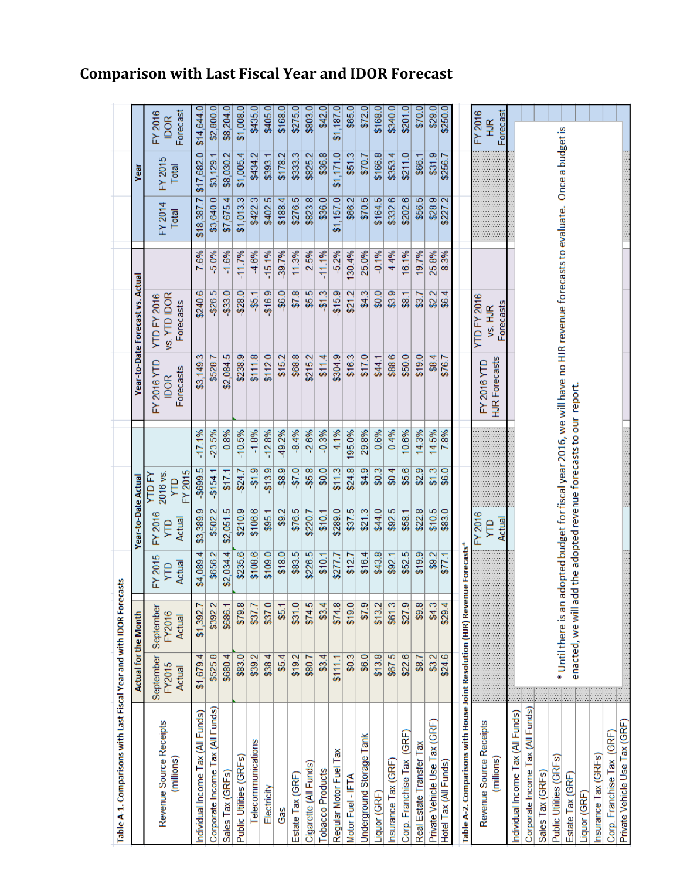## Comparison with Last Fiscal Year and IDOR Forecast

**Table A-1. Comparisons with Last Fiscal Year and with IDOR Forecasts**

| Revenue Source Receipts (millions) | Actual for the Month | | Year-to-Date Actual | | | | Year-to-Date Forecast vs. Actual | | | Year | | |
|---|---|---|---|---|---|---|---|---|---|---|---|---|
| | September FY2015 Actual | September FY2016 Actual | FY 2015 YTD Actual | FY 2016 YTD Actual | YTD FY 2016 vs. YTD FY 2015 | | FY 2016 YTD IDOR Forecasts | YTD FY 2016 vs. YTD IDOR Forecasts | | FY 2014 Total | FY 2015 Total | FY 2016 IDOR Forecast |
| Individual Income Tax (All Funds) | $1,679.4 | $1,392.7 | $4,089.4 | $3,389.9 | -$699.5 | -17.1% | $3,149.3 | $240.6 | 7.6% | $18,387.7 | $17,682.0 | $14,644.0 |
| Corporate Income Tax (All Funds) | $525.6 | $392.2 | $656.2 | $502.2 | -$154.1 | -23.5% | $528.7 | -$26.5 | -5.0% | $3,640.0 | $3,129.1 | $2,800.0 |
| Sales Tax (GRFs) | $680.4 | $686.1 | $2,034.4 | $2,051.5 | $17.1 | 0.8% | $2,084.5 | -$33.0 | -1.6% | $7,675.4 | $8,030.2 | $8,204.0 |
| Public Utilities (GRFs) | $83.0 | $79.8 | $235.6 | $210.9 | -$24.7 | -10.5% | $238.9 | -$28.0 | -11.7% | $1,013.3 | $1,005.4 | $1,008.0 |
| Telecommunications | $39.2 | $37.7 | $108.6 | $106.6 | -$1.9 | -1.8% | $111.8 | -$5.1 | -4.6% | $422.3 | $434.2 | $435.0 |
| Electricity | $38.4 | $37.0 | $109.0 | $95.1 | -$13.9 | -12.8% | $112.0 | -$16.9 | -15.1% | $402.5 | $393.1 | $405.0 |
| Gas | $5.4 | $5.1 | $18.0 | $9.2 | -$8.9 | -49.2% | $15.2 | -$6.0 | -39.7% | $188.4 | $178.2 | $168.0 |
| Estate Tax (GRF) | $19.2 | $31.0 | $83.5 | $76.5 | -$7.0 | -8.4% | $68.8 | $7.8 | 11.3% | $276.5 | $333.3 | $275.0 |
| Cigarette (All Funds) | $80.7 | $74.5 | $226.5 | $220.7 | -$5.8 | -2.6% | $215.2 | $5.5 | 2.5% | $823.8 | $825.2 | $803.0 |
| Tobacco Products | $3.4 | $3.4 | $10.1 | $10.1 | $0.0 | -0.3% | $11.4 | -$1.3 | -11.1% | $36.0 | $36.8 | $42.0 |
| Regular Motor Fuel Tax | $111.1 | $74.8 | $277.7 | $289.0 | $11.3 | 4.1% | $304.9 | -$15.9 | -5.2% | $1,157.0 | $1,171.0 | $1,187.0 |
| Motor Fuel - IFTA | $0.3 | $19.0 | $12.7 | $37.5 | $24.8 | 195.0% | $16.3 | $21.2 | 130.4% | $66.2 | $51.3 | $65.0 |
| Underground Storage Tank | $6.0 | $7.9 | $16.4 | $21.3 | $4.9 | 29.8% | $17.0 | $4.3 | 25.0% | $70.5 | $70.7 | $72.0 |
| Liquor (GRF) | $13.8 | $13.2 | $43.8 | $44.0 | $0.3 | 0.6% | $44.1 | $0.0 | -0.1% | $164.5 | $166.8 | $168.0 |
| Insurance Tax (GRF) | $67.5 | $61.3 | $92.1 | $92.5 | $0.4 | 0.4% | $88.6 | $3.9 | 4.4% | $332.6 | $353.4 | $340.0 |
| Corp. Franchise Tax (GRF) | $22.6 | $27.9 | $52.5 | $58.1 | $5.6 | 10.6% | $50.0 | $8.1 | 16.1% | $202.6 | $211.0 | $201.0 |
| Real Estate Transfer Tax | $8.7 | $9.8 | $19.9 | $22.8 | $2.9 | 14.3% | $19.0 | $3.7 | 19.7% | $56.5 | $66.1 | $70.0 |
| Private Vehicle Use Tax (GRF) | $3.2 | $4.3 | $9.2 | $10.5 | $1.3 | 14.5% | $8.4 | $2.2 | 25.8% | $28.9 | $31.9 | $29.0 |
| Hotel Tax (All Funds) | $24.6 | $29.4 | $77.1 | $83.0 | $6.0 | 7.8% | $76.7 | $6.4 | 8.3% | $227.2 | $256.7 | $250.0 |

**Table A-2. Comparisons with House Joint Resolution (HJR) Revenue Forecasts***

| Revenue Source Receipts (millions) | FY 2016 YTD Actual | FY 2016 YTD HJR Forecasts | YTD FY 2016 vs. HJR Forecasts | FY 2016 HJR Forecast |
|---|---|---|---|---|
| Individual Income Tax (All Funds) | | | | |
| Corporate Income Tax (All Funds) | | | | |
| Sales Tax (GRFs) | | | | |
| Public Utilities (GRFs) | | | | |
| Estate Tax (GRF) | | | | |
| Liquor (GRF) | | | | |
| Insurance Tax (GRFs) | | | | |
| Corp. Franchise Tax (GRF) | | | | |
| Private Vehicle Use Tax (GRF) | | | | |

* Until there is an adopted budget for fiscal year 2016, we will have no HJR revenue forecasts to evaluate. Once a budget is enacted, we will add the adopted revenue forecasts to our report.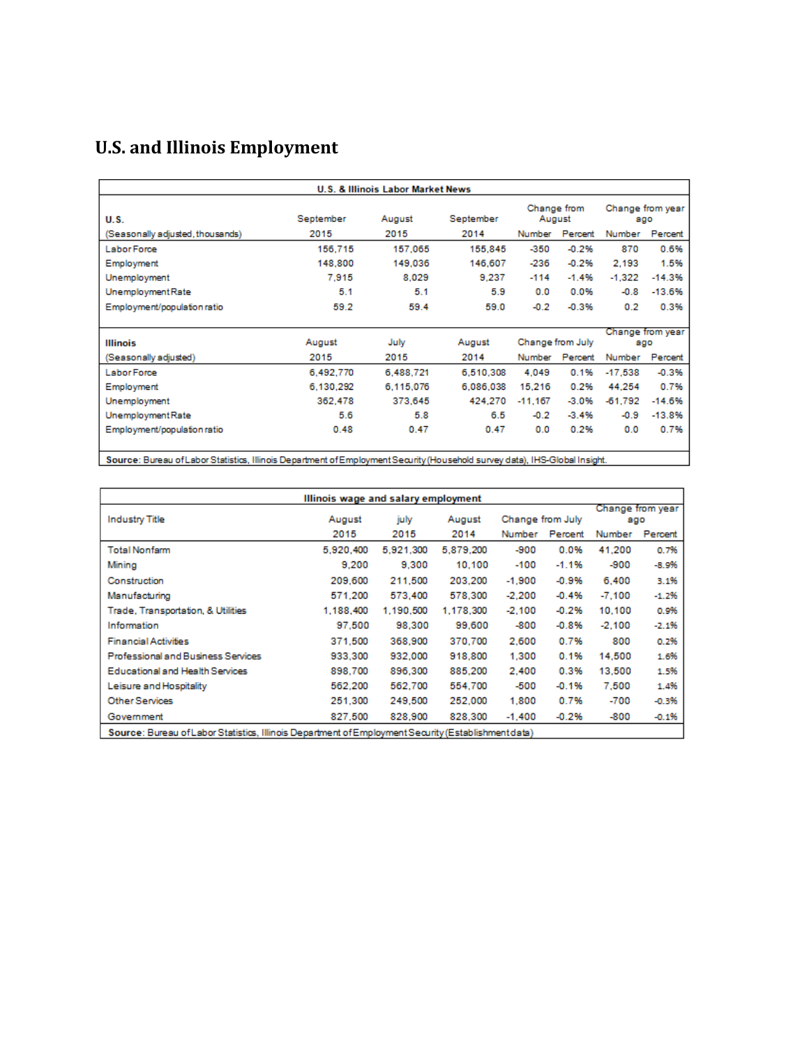# U.S. and Illinois Employment

| U.S. & Illinois Labor Market News | | | | | | | |
|---|---|---|---|---|---|---|---|
| **U.S.** | September | August | September | Change from August | | Change from year ago | |
| (Seasonally adjusted, thousands) | 2015 | 2015 | 2014 | Number | Percent | Number | Percent |
| Labor Force | 156,715 | 157,065 | 155,845 | -350 | -0.2% | 870 | 0.6% |
| Employment | 148,800 | 149,036 | 146,607 | -236 | -0.2% | 2,193 | 1.5% |
| Unemployment | 7,915 | 8,029 | 9,237 | -114 | -1.4% | -1,322 | -14.3% |
| Unemployment Rate | 5.1 | 5.1 | 5.9 | 0.0 | 0.0% | -0.8 | -13.6% |
| Employment/population ratio | 59.2 | 59.4 | 59.0 | -0.2 | -0.3% | 0.2 | 0.3% |
| **Illinois** | August | July | August | Change from July | | Change from year ago | |
| (Seasonally adjusted) | 2015 | 2015 | 2014 | Number | Percent | Number | Percent |
| Labor Force | 6,492,770 | 6,488,721 | 6,510,308 | 4,049 | 0.1% | -17,538 | -0.3% |
| Employment | 6,130,292 | 6,115,076 | 6,086,038 | 15,216 | 0.2% | 44,254 | 0.7% |
| Unemployment | 362,478 | 373,645 | 424,270 | -11,167 | -3.0% | -61,792 | -14.6% |
| Unemployment Rate | 5.6 | 5.8 | 6.5 | -0.2 | -3.4% | -0.9 | -13.8% |
| Employment/population ratio | 0.48 | 0.47 | 0.47 | 0.0 | 0.2% | 0.0 | 0.7% |

**Source**: Bureau of Labor Statistics, Illinois Department of Employment Security (Household survey data), IHS-Global Insight.

| Illinois wage and salary employment | | | | | | | |
|---|---|---|---|---|---|---|---|
| Industry Title | August | july | August | Change from July | | Change from year ago | |
| | 2015 | 2015 | 2014 | Number | Percent | Number | Percent |
| Total Nonfarm | 5,920,400 | 5,921,300 | 5,879,200 | -900 | 0.0% | 41,200 | 0.7% |
| Mining | 9,200 | 9,300 | 10,100 | -100 | -1.1% | -900 | -8.9% |
| Construction | 209,600 | 211,500 | 203,200 | -1,900 | -0.9% | 6,400 | 3.1% |
| Manufacturing | 571,200 | 573,400 | 578,300 | -2,200 | -0.4% | -7,100 | -1.2% |
| Trade, Transportation, & Utilities | 1,188,400 | 1,190,500 | 1,178,300 | -2,100 | -0.2% | 10,100 | 0.9% |
| Information | 97,500 | 98,300 | 99,600 | -800 | -0.8% | -2,100 | -2.1% |
| Financial Activities | 371,500 | 368,900 | 370,700 | 2,600 | 0.7% | 800 | 0.2% |
| Professional and Business Services | 933,300 | 932,000 | 918,800 | 1,300 | 0.1% | 14,500 | 1.6% |
| Educational and Health Services | 898,700 | 896,300 | 885,200 | 2,400 | 0.3% | 13,500 | 1.5% |
| Leisure and Hospitality | 562,200 | 562,700 | 554,700 | -500 | -0.1% | 7,500 | 1.4% |
| Other Services | 251,300 | 249,500 | 252,000 | 1,800 | 0.7% | -700 | -0.3% |
| Government | 827,500 | 828,900 | 828,300 | -1,400 | -0.2% | -800 | -0.1% |

**Source**: Bureau of Labor Statistics, Illinois Department of Employment Security (Establishment data)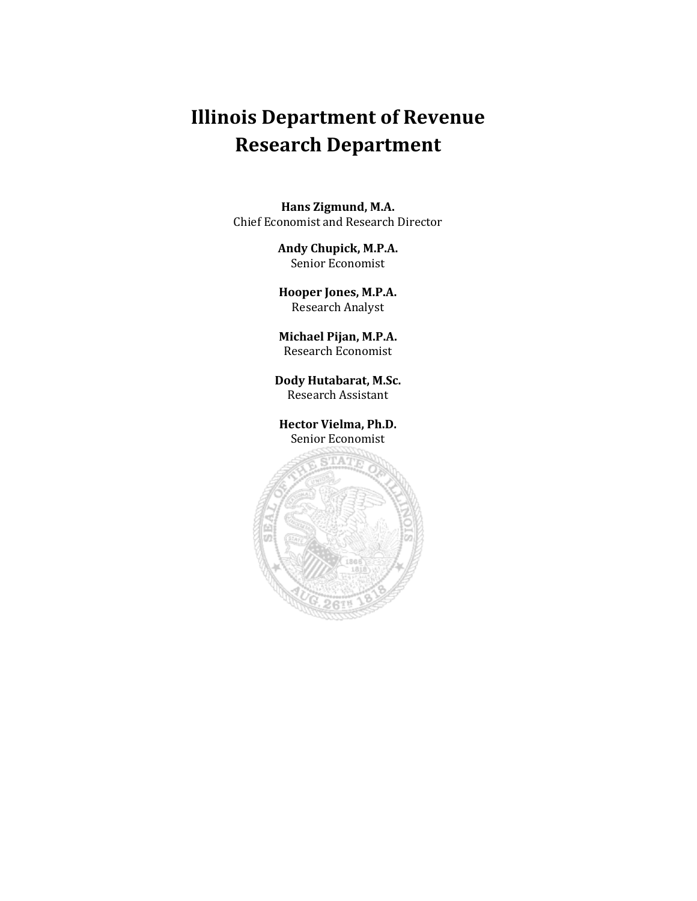# Illinois Department of Revenue
# Research Department

**Hans Zigmund, M.A.**
Chief Economist and Research Director

**Andy Chupick, M.P.A.**
Senior Economist

**Hooper Jones, M.P.A.**
Research Analyst

**Michael Pijan, M.P.A.**
Research Economist

**Dody Hutabarat, M.Sc.**
Research Assistant

**Hector Vielma, Ph.D.**
Senior Economist